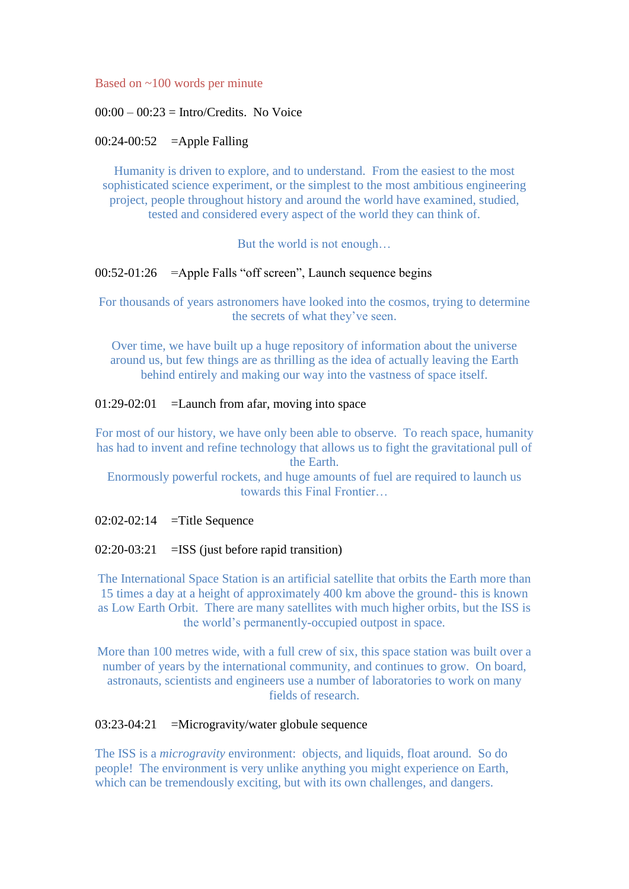Based on ~100 words per minute

00:00 – 00:23 = Intro/Credits. No Voice

00:24-00:52 =Apple Falling

Humanity is driven to explore, and to understand. From the easiest to the most sophisticated science experiment, or the simplest to the most ambitious engineering project, people throughout history and around the world have examined, studied, tested and considered every aspect of the world they can think of.

But the world is not enough…

00:52-01:26 =Apple Falls "off screen", Launch sequence begins

For thousands of years astronomers have looked into the cosmos, trying to determine the secrets of what they've seen.

Over time, we have built up a huge repository of information about the universe around us, but few things are as thrilling as the idea of actually leaving the Earth behind entirely and making our way into the vastness of space itself.

01:29-02:01 =Launch from afar, moving into space

For most of our history, we have only been able to observe. To reach space, humanity has had to invent and refine technology that allows us to fight the gravitational pull of the Earth.
Enormously powerful rockets, and huge amounts of fuel are required to launch us towards this Final Frontier…

02:02-02:14 =Title Sequence

02:20-03:21 =ISS (just before rapid transition)

The International Space Station is an artificial satellite that orbits the Earth more than 15 times a day at a height of approximately 400 km above the ground- this is known as Low Earth Orbit. There are many satellites with much higher orbits, but the ISS is the world's permanently-occupied outpost in space.

More than 100 metres wide, with a full crew of six, this space station was built over a number of years by the international community, and continues to grow. On board, astronauts, scientists and engineers use a number of laboratories to work on many fields of research.

03:23-04:21 =Microgravity/water globule sequence

The ISS is a *microgravity* environment: objects, and liquids, float around. So do people! The environment is very unlike anything you might experience on Earth, which can be tremendously exciting, but with its own challenges, and dangers.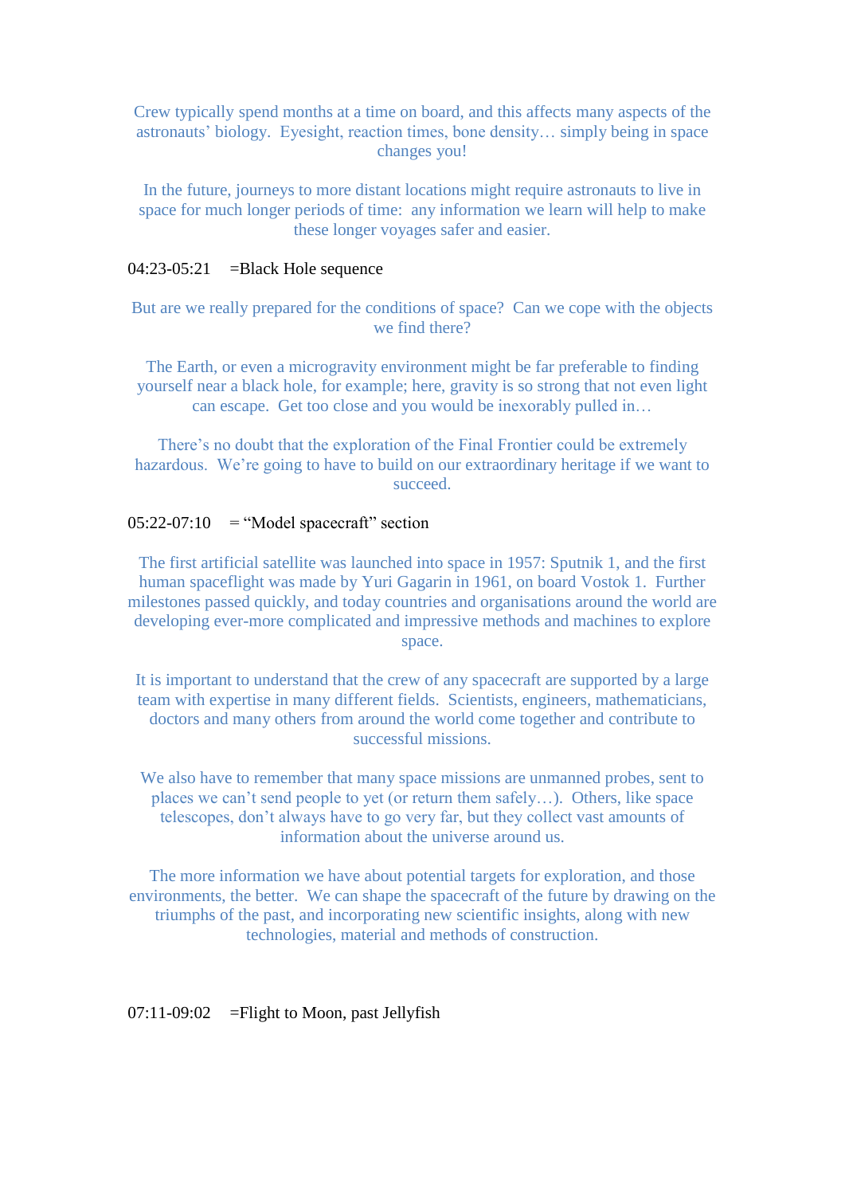Crew typically spend months at a time on board, and this affects many aspects of the astronauts' biology. Eyesight, reaction times, bone density… simply being in space changes you!

In the future, journeys to more distant locations might require astronauts to live in space for much longer periods of time: any information we learn will help to make these longer voyages safer and easier.

04:23-05:21 =Black Hole sequence

But are we really prepared for the conditions of space? Can we cope with the objects we find there?

The Earth, or even a microgravity environment might be far preferable to finding yourself near a black hole, for example; here, gravity is so strong that not even light can escape. Get too close and you would be inexorably pulled in…

There's no doubt that the exploration of the Final Frontier could be extremely hazardous. We're going to have to build on our extraordinary heritage if we want to succeed.

05:22-07:10 = "Model spacecraft" section

The first artificial satellite was launched into space in 1957: Sputnik 1, and the first human spaceflight was made by Yuri Gagarin in 1961, on board Vostok 1. Further milestones passed quickly, and today countries and organisations around the world are developing ever-more complicated and impressive methods and machines to explore space.

It is important to understand that the crew of any spacecraft are supported by a large team with expertise in many different fields. Scientists, engineers, mathematicians, doctors and many others from around the world come together and contribute to successful missions.

We also have to remember that many space missions are unmanned probes, sent to places we can't send people to yet (or return them safely…). Others, like space telescopes, don't always have to go very far, but they collect vast amounts of information about the universe around us.

The more information we have about potential targets for exploration, and those environments, the better. We can shape the spacecraft of the future by drawing on the triumphs of the past, and incorporating new scientific insights, along with new technologies, material and methods of construction.

07:11-09:02 =Flight to Moon, past Jellyfish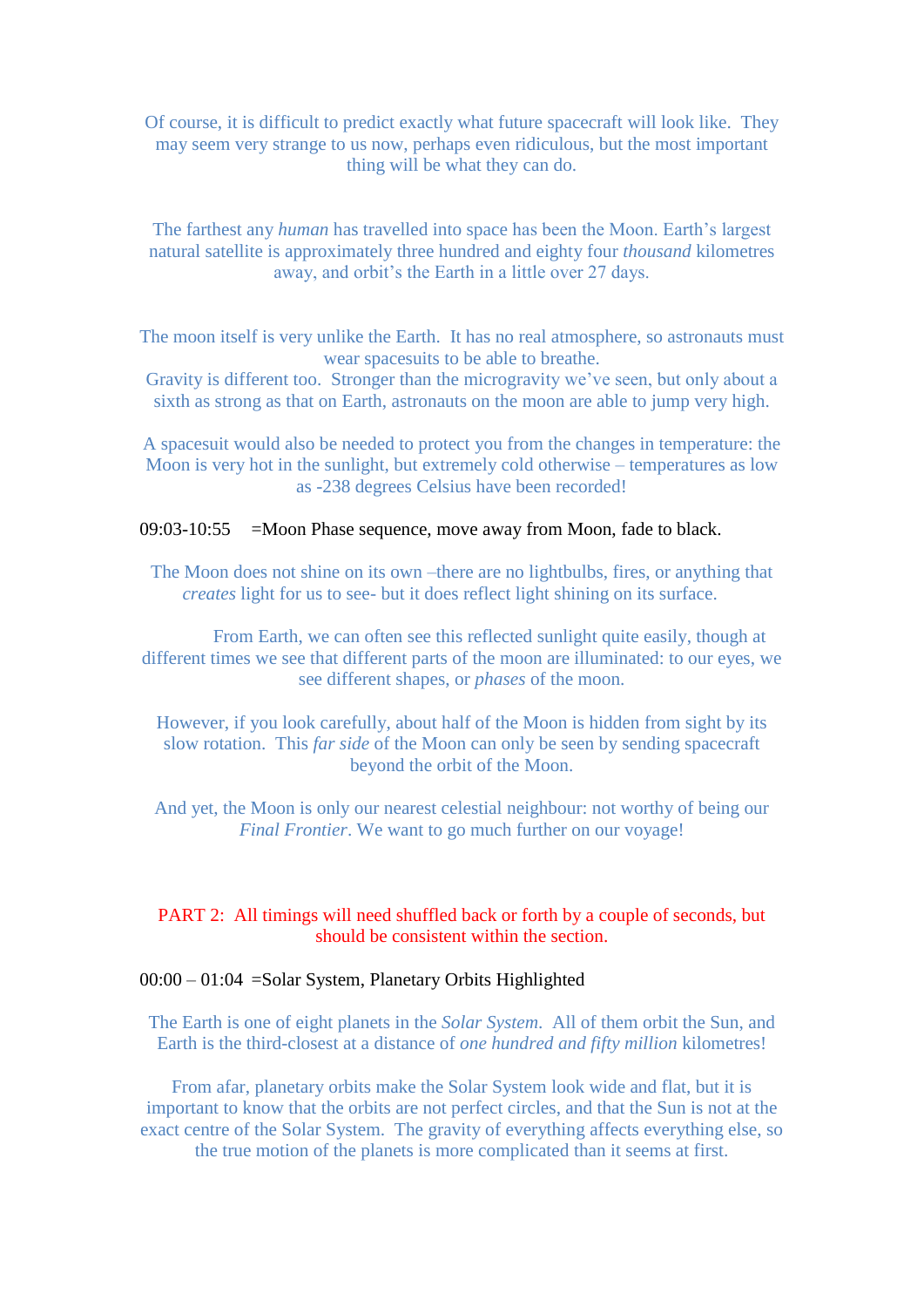Of course, it is difficult to predict exactly what future spacecraft will look like. They may seem very strange to us now, perhaps even ridiculous, but the most important thing will be what they can do.

The farthest any *human* has travelled into space has been the Moon. Earth's largest natural satellite is approximately three hundred and eighty four *thousand* kilometres away, and orbit's the Earth in a little over 27 days.

The moon itself is very unlike the Earth. It has no real atmosphere, so astronauts must wear spacesuits to be able to breathe.
Gravity is different too. Stronger than the microgravity we've seen, but only about a sixth as strong as that on Earth, astronauts on the moon are able to jump very high.

A spacesuit would also be needed to protect you from the changes in temperature: the Moon is very hot in the sunlight, but extremely cold otherwise – temperatures as low as -238 degrees Celsius have been recorded!

09:03-10:55 =Moon Phase sequence, move away from Moon, fade to black.

The Moon does not shine on its own –there are no lightbulbs, fires, or anything that *creates* light for us to see- but it does reflect light shining on its surface.

From Earth, we can often see this reflected sunlight quite easily, though at different times we see that different parts of the moon are illuminated: to our eyes, we see different shapes, or *phases* of the moon.

However, if you look carefully, about half of the Moon is hidden from sight by its slow rotation. This *far side* of the Moon can only be seen by sending spacecraft beyond the orbit of the Moon.

And yet, the Moon is only our nearest celestial neighbour: not worthy of being our *Final Frontier*. We want to go much further on our voyage!

PART 2: All timings will need shuffled back or forth by a couple of seconds, but should be consistent within the section.

00:00 – 01:04 =Solar System, Planetary Orbits Highlighted

The Earth is one of eight planets in the *Solar System*. All of them orbit the Sun, and Earth is the third-closest at a distance of *one hundred and fifty million* kilometres!

From afar, planetary orbits make the Solar System look wide and flat, but it is important to know that the orbits are not perfect circles, and that the Sun is not at the exact centre of the Solar System. The gravity of everything affects everything else, so the true motion of the planets is more complicated than it seems at first.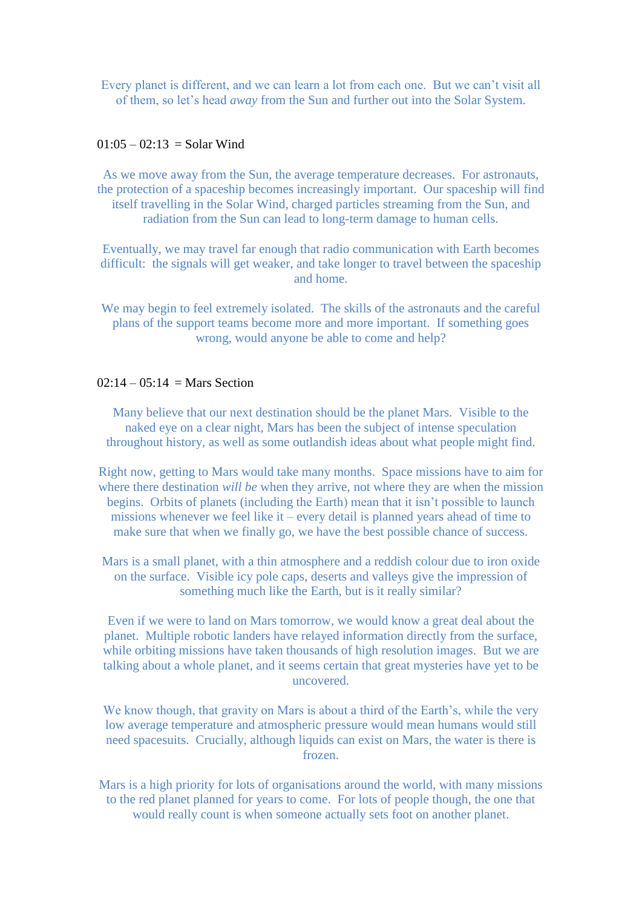Every planet is different, and we can learn a lot from each one. But we can't visit all of them, so let's head *away* from the Sun and further out into the Solar System.

01:05 – 02:13 = Solar Wind

As we move away from the Sun, the average temperature decreases. For astronauts, the protection of a spaceship becomes increasingly important. Our spaceship will find itself travelling in the Solar Wind, charged particles streaming from the Sun, and radiation from the Sun can lead to long-term damage to human cells.

Eventually, we may travel far enough that radio communication with Earth becomes difficult: the signals will get weaker, and take longer to travel between the spaceship and home.

We may begin to feel extremely isolated. The skills of the astronauts and the careful plans of the support teams become more and more important. If something goes wrong, would anyone be able to come and help?

02:14 – 05:14 = Mars Section

Many believe that our next destination should be the planet Mars. Visible to the naked eye on a clear night, Mars has been the subject of intense speculation throughout history, as well as some outlandish ideas about what people might find.

Right now, getting to Mars would take many months. Space missions have to aim for where there destination *will be* when they arrive, not where they are when the mission begins. Orbits of planets (including the Earth) mean that it isn't possible to launch missions whenever we feel like it – every detail is planned years ahead of time to make sure that when we finally go, we have the best possible chance of success.

Mars is a small planet, with a thin atmosphere and a reddish colour due to iron oxide on the surface. Visible icy pole caps, deserts and valleys give the impression of something much like the Earth, but is it really similar?

Even if we were to land on Mars tomorrow, we would know a great deal about the planet. Multiple robotic landers have relayed information directly from the surface, while orbiting missions have taken thousands of high resolution images. But we are talking about a whole planet, and it seems certain that great mysteries have yet to be uncovered.

We know though, that gravity on Mars is about a third of the Earth's, while the very low average temperature and atmospheric pressure would mean humans would still need spacesuits. Crucially, although liquids can exist on Mars, the water is there is frozen.

Mars is a high priority for lots of organisations around the world, with many missions to the red planet planned for years to come. For lots of people though, the one that would really count is when someone actually sets foot on another planet.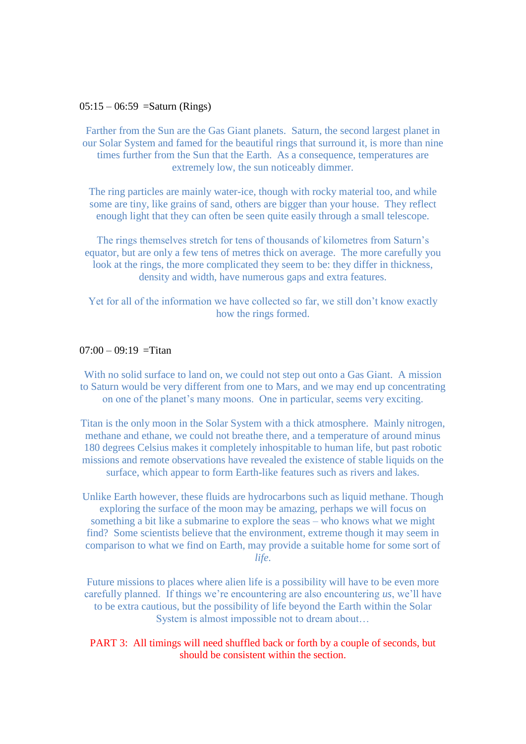05:15 – 06:59 =Saturn (Rings)

Farther from the Sun are the Gas Giant planets. Saturn, the second largest planet in our Solar System and famed for the beautiful rings that surround it, is more than nine times further from the Sun that the Earth. As a consequence, temperatures are extremely low, the sun noticeably dimmer.

The ring particles are mainly water-ice, though with rocky material too, and while some are tiny, like grains of sand, others are bigger than your house. They reflect enough light that they can often be seen quite easily through a small telescope.

The rings themselves stretch for tens of thousands of kilometres from Saturn's equator, but are only a few tens of metres thick on average. The more carefully you look at the rings, the more complicated they seem to be: they differ in thickness, density and width, have numerous gaps and extra features.

Yet for all of the information we have collected so far, we still don't know exactly how the rings formed.

07:00 – 09:19 =Titan

With no solid surface to land on, we could not step out onto a Gas Giant. A mission to Saturn would be very different from one to Mars, and we may end up concentrating on one of the planet's many moons. One in particular, seems very exciting.

Titan is the only moon in the Solar System with a thick atmosphere. Mainly nitrogen, methane and ethane, we could not breathe there, and a temperature of around minus 180 degrees Celsius makes it completely inhospitable to human life, but past robotic missions and remote observations have revealed the existence of stable liquids on the surface, which appear to form Earth-like features such as rivers and lakes.

Unlike Earth however, these fluids are hydrocarbons such as liquid methane. Though exploring the surface of the moon may be amazing, perhaps we will focus on something a bit like a submarine to explore the seas – who knows what we might find? Some scientists believe that the environment, extreme though it may seem in comparison to what we find on Earth, may provide a suitable home for some sort of *life*.

Future missions to places where alien life is a possibility will have to be even more carefully planned. If things we're encountering are also encountering *us*, we'll have to be extra cautious, but the possibility of life beyond the Earth within the Solar System is almost impossible not to dream about…

PART 3: All timings will need shuffled back or forth by a couple of seconds, but should be consistent within the section.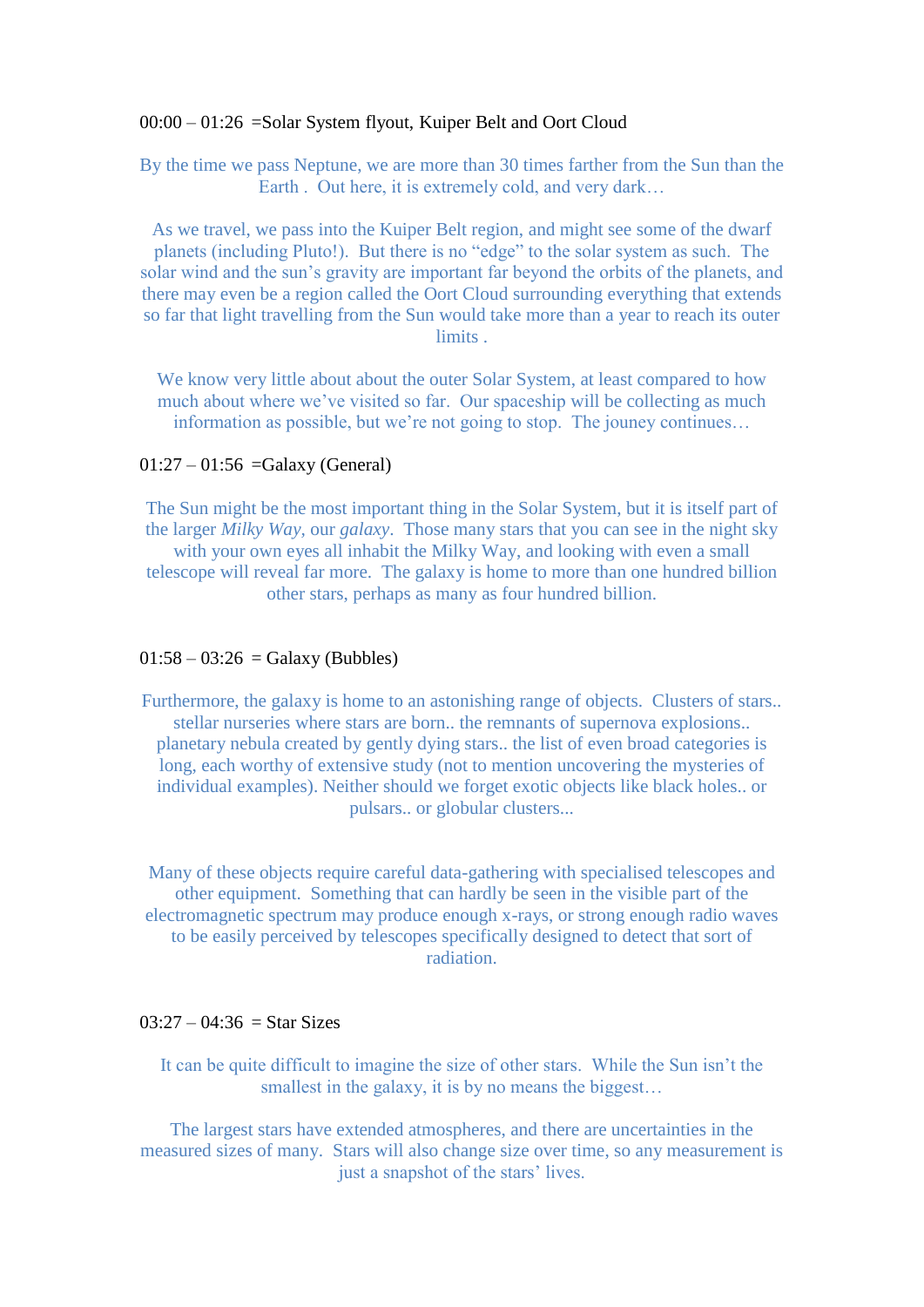00:00 – 01:26 =Solar System flyout, Kuiper Belt and Oort Cloud

By the time we pass Neptune, we are more than 30 times farther from the Sun than the Earth . Out here, it is extremely cold, and very dark…

As we travel, we pass into the Kuiper Belt region, and might see some of the dwarf planets (including Pluto!). But there is no "edge" to the solar system as such. The solar wind and the sun's gravity are important far beyond the orbits of the planets, and there may even be a region called the Oort Cloud surrounding everything that extends so far that light travelling from the Sun would take more than a year to reach its outer limits .

We know very little about about the outer Solar System, at least compared to how much about where we've visited so far. Our spaceship will be collecting as much information as possible, but we're not going to stop. The jouney continues…

01:27 – 01:56 =Galaxy (General)

The Sun might be the most important thing in the Solar System, but it is itself part of the larger *Milky Way*, our *galaxy*. Those many stars that you can see in the night sky with your own eyes all inhabit the Milky Way, and looking with even a small telescope will reveal far more. The galaxy is home to more than one hundred billion other stars, perhaps as many as four hundred billion.

01:58 – 03:26 = Galaxy (Bubbles)

Furthermore, the galaxy is home to an astonishing range of objects. Clusters of stars.. stellar nurseries where stars are born.. the remnants of supernova explosions.. planetary nebula created by gently dying stars.. the list of even broad categories is long, each worthy of extensive study (not to mention uncovering the mysteries of individual examples). Neither should we forget exotic objects like black holes.. or pulsars.. or globular clusters...

Many of these objects require careful data-gathering with specialised telescopes and other equipment. Something that can hardly be seen in the visible part of the electromagnetic spectrum may produce enough x-rays, or strong enough radio waves to be easily perceived by telescopes specifically designed to detect that sort of radiation.

03:27 – 04:36 = Star Sizes

It can be quite difficult to imagine the size of other stars. While the Sun isn't the smallest in the galaxy, it is by no means the biggest…

The largest stars have extended atmospheres, and there are uncertainties in the measured sizes of many. Stars will also change size over time, so any measurement is just a snapshot of the stars' lives.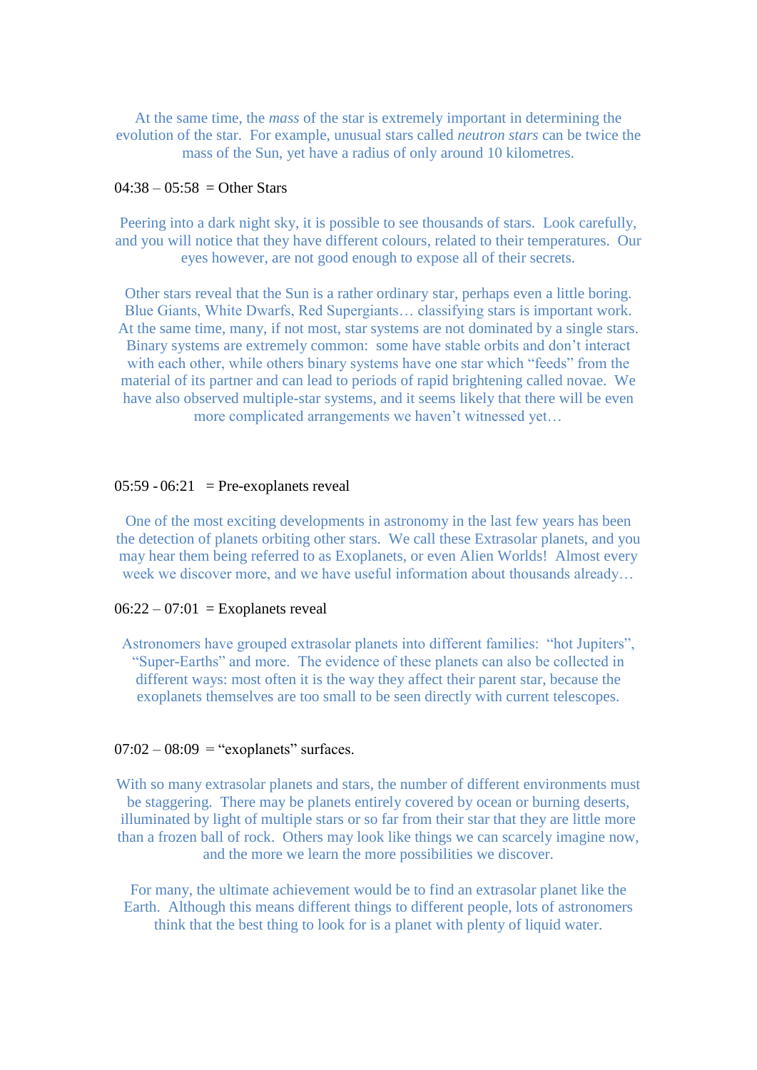At the same time, the *mass* of the star is extremely important in determining the evolution of the star. For example, unusual stars called *neutron stars* can be twice the mass of the Sun, yet have a radius of only around 10 kilometres.

04:38 – 05:58 = Other Stars

Peering into a dark night sky, it is possible to see thousands of stars. Look carefully, and you will notice that they have different colours, related to their temperatures. Our eyes however, are not good enough to expose all of their secrets.

Other stars reveal that the Sun is a rather ordinary star, perhaps even a little boring. Blue Giants, White Dwarfs, Red Supergiants… classifying stars is important work. At the same time, many, if not most, star systems are not dominated by a single stars. Binary systems are extremely common: some have stable orbits and don't interact with each other, while others binary systems have one star which "feeds" from the material of its partner and can lead to periods of rapid brightening called novae. We have also observed multiple-star systems, and it seems likely that there will be even more complicated arrangements we haven't witnessed yet…

05:59 - 06:21 = Pre-exoplanets reveal

One of the most exciting developments in astronomy in the last few years has been the detection of planets orbiting other stars. We call these Extrasolar planets, and you may hear them being referred to as Exoplanets, or even Alien Worlds! Almost every week we discover more, and we have useful information about thousands already…

06:22 – 07:01 = Exoplanets reveal

Astronomers have grouped extrasolar planets into different families: "hot Jupiters", "Super-Earths" and more. The evidence of these planets can also be collected in different ways: most often it is the way they affect their parent star, because the exoplanets themselves are too small to be seen directly with current telescopes.

07:02 – 08:09 = "exoplanets" surfaces.

With so many extrasolar planets and stars, the number of different environments must be staggering. There may be planets entirely covered by ocean or burning deserts, illuminated by light of multiple stars or so far from their star that they are little more than a frozen ball of rock. Others may look like things we can scarcely imagine now, and the more we learn the more possibilities we discover.

For many, the ultimate achievement would be to find an extrasolar planet like the Earth. Although this means different things to different people, lots of astronomers think that the best thing to look for is a planet with plenty of liquid water.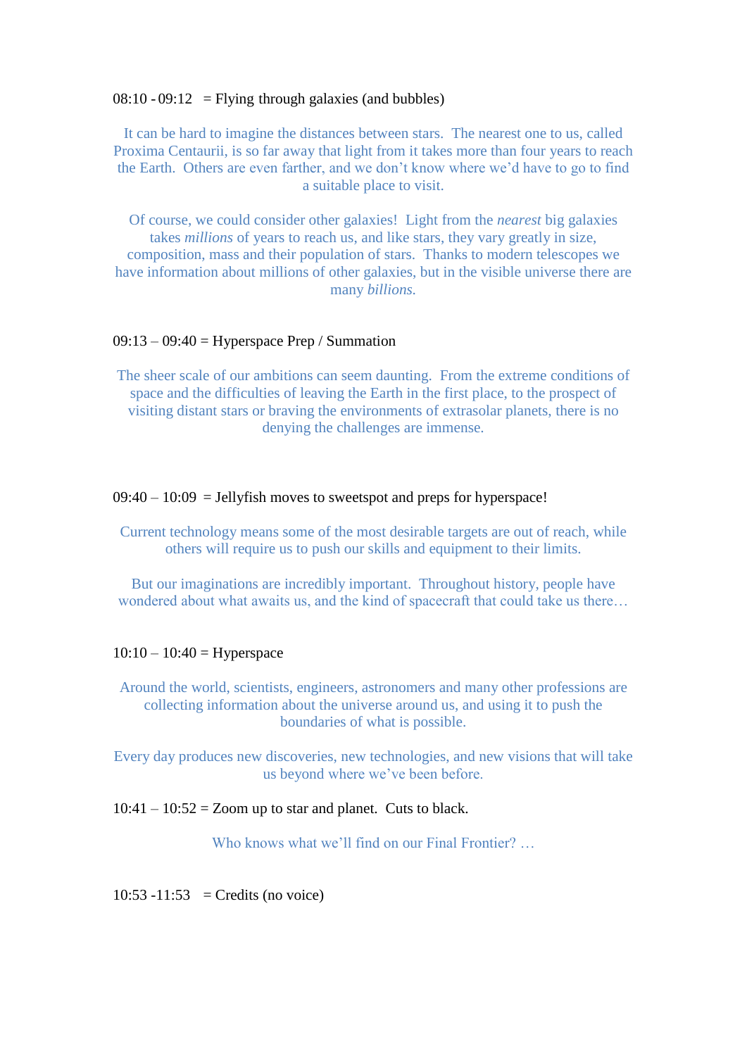08:10 - 09:12 = Flying through galaxies (and bubbles)

It can be hard to imagine the distances between stars. The nearest one to us, called Proxima Centaurii, is so far away that light from it takes more than four years to reach the Earth. Others are even farther, and we don't know where we'd have to go to find a suitable place to visit.

Of course, we could consider other galaxies! Light from the *nearest* big galaxies takes *millions* of years to reach us, and like stars, they vary greatly in size, composition, mass and their population of stars. Thanks to modern telescopes we have information about millions of other galaxies, but in the visible universe there are many *billions*.

09:13 – 09:40 = Hyperspace Prep / Summation

The sheer scale of our ambitions can seem daunting. From the extreme conditions of space and the difficulties of leaving the Earth in the first place, to the prospect of visiting distant stars or braving the environments of extrasolar planets, there is no denying the challenges are immense.

09:40 – 10:09 = Jellyfish moves to sweetspot and preps for hyperspace!

Current technology means some of the most desirable targets are out of reach, while others will require us to push our skills and equipment to their limits.

But our imaginations are incredibly important. Throughout history, people have wondered about what awaits us, and the kind of spacecraft that could take us there…

10:10 – 10:40 = Hyperspace

Around the world, scientists, engineers, astronomers and many other professions are collecting information about the universe around us, and using it to push the boundaries of what is possible.

Every day produces new discoveries, new technologies, and new visions that will take us beyond where we've been before.

10:41 – 10:52 = Zoom up to star and planet. Cuts to black.

Who knows what we'll find on our Final Frontier? …

10:53 -11:53 = Credits (no voice)